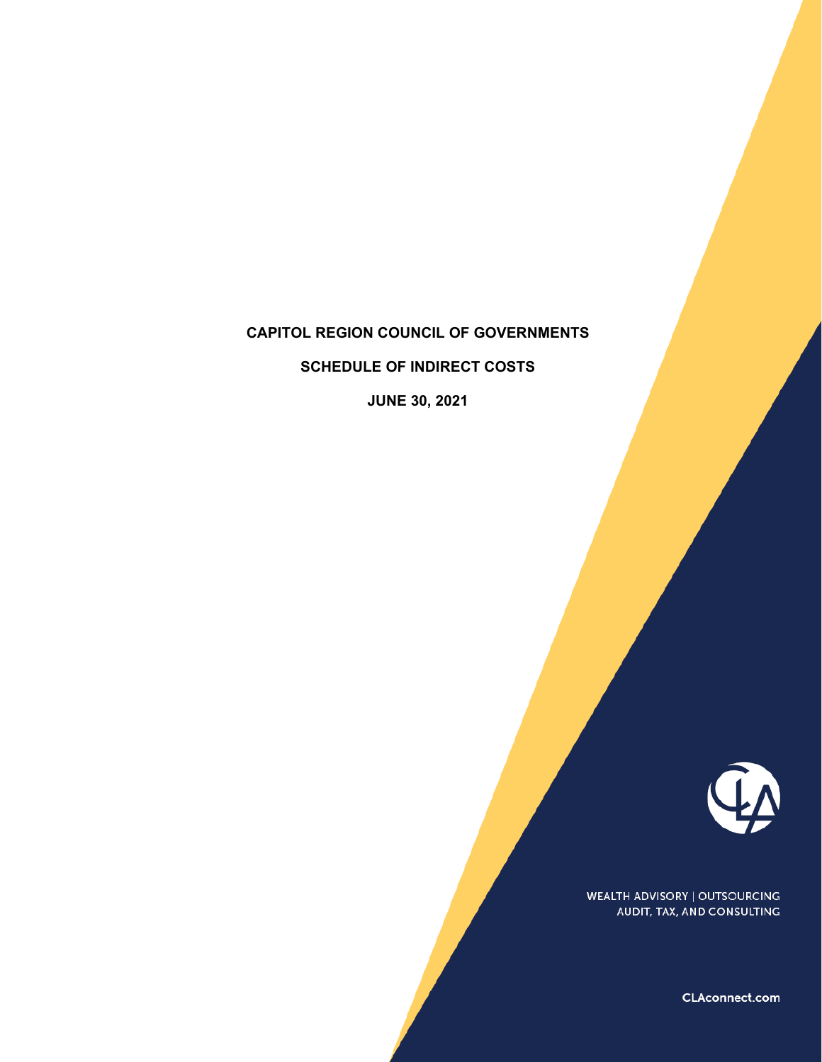# CAPITOL REGION COUNCIL OF GOVERNMENTS

## SCHEDULE OF INDIRECT COSTS

### JUNE 30, 2021

WEALTH ADVISORY | OUTSOURCING
AUDIT, TAX, AND CONSULTING

CLAconnect.com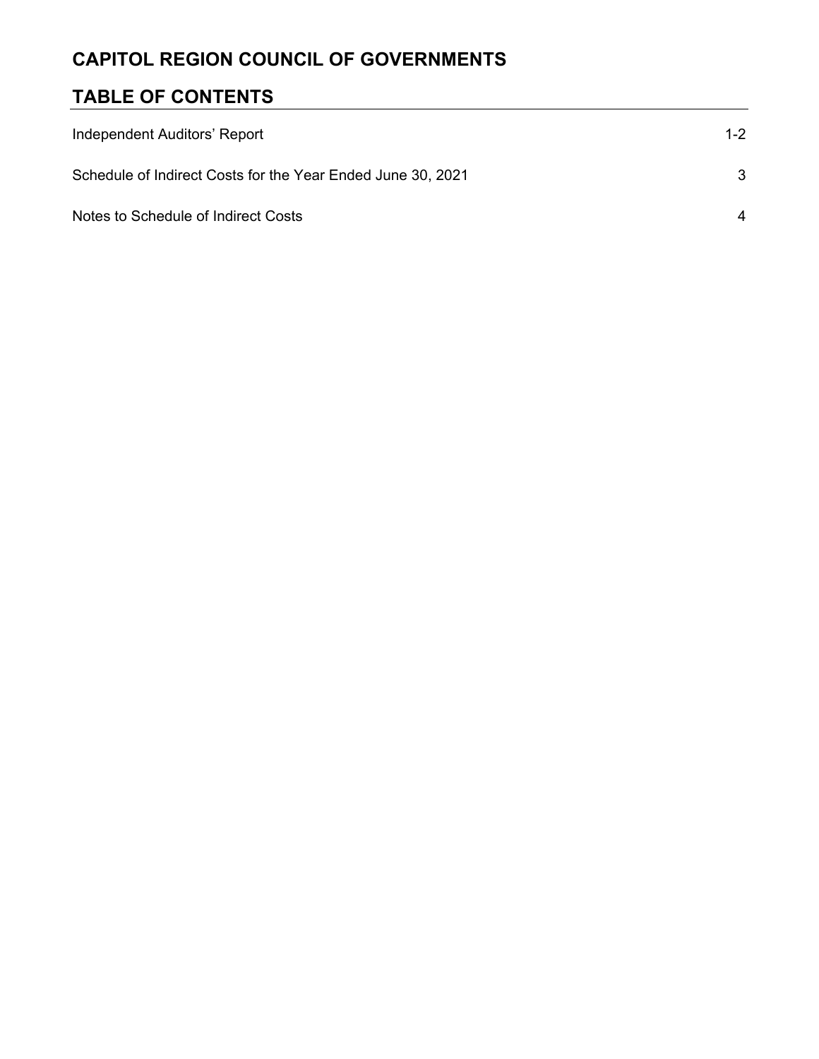# CAPITOL REGION COUNCIL OF GOVERNMENTS

## TABLE OF CONTENTS

| | |
|---|---|
| Independent Auditors' Report | 1-2 |
| Schedule of Indirect Costs for the Year Ended June 30, 2021 | 3 |
| Notes to Schedule of Indirect Costs | 4 |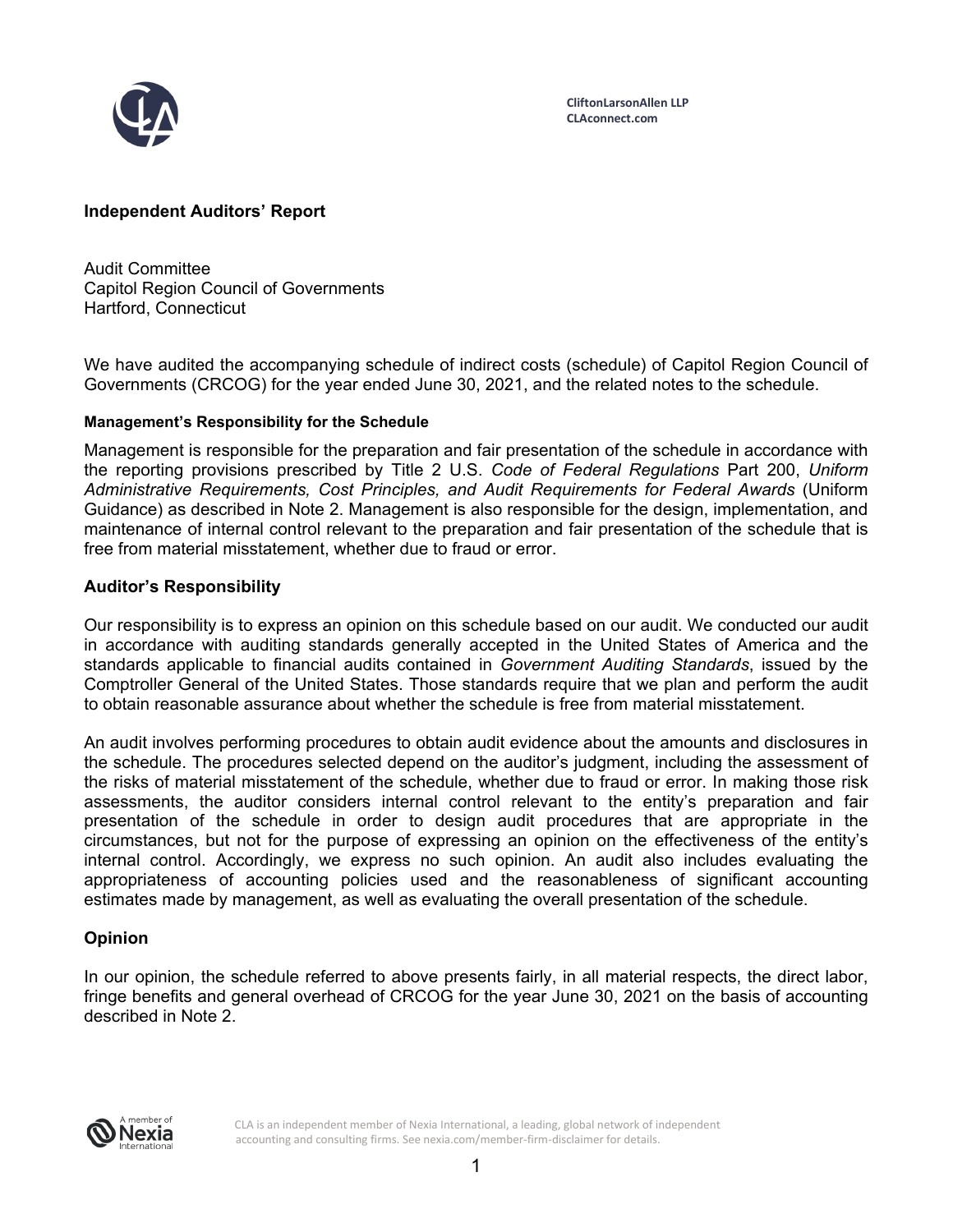CliftonLarsonAllen LLP
CLAconnect.com

## Independent Auditors' Report

Audit Committee
Capitol Region Council of Governments
Hartford, Connecticut

We have audited the accompanying schedule of indirect costs (schedule) of Capitol Region Council of Governments (CRCOG) for the year ended June 30, 2021, and the related notes to the schedule.

**Management's Responsibility for the Schedule**

Management is responsible for the preparation and fair presentation of the schedule in accordance with the reporting provisions prescribed by Title 2 U.S. *Code of Federal Regulations* Part 200, *Uniform Administrative Requirements, Cost Principles, and Audit Requirements for Federal Awards* (Uniform Guidance) as described in Note 2. Management is also responsible for the design, implementation, and maintenance of internal control relevant to the preparation and fair presentation of the schedule that is free from material misstatement, whether due to fraud or error.

### Auditor's Responsibility

Our responsibility is to express an opinion on this schedule based on our audit. We conducted our audit in accordance with auditing standards generally accepted in the United States of America and the standards applicable to financial audits contained in *Government Auditing Standards*, issued by the Comptroller General of the United States. Those standards require that we plan and perform the audit to obtain reasonable assurance about whether the schedule is free from material misstatement.

An audit involves performing procedures to obtain audit evidence about the amounts and disclosures in the schedule. The procedures selected depend on the auditor's judgment, including the assessment of the risks of material misstatement of the schedule, whether due to fraud or error. In making those risk assessments, the auditor considers internal control relevant to the entity's preparation and fair presentation of the schedule in order to design audit procedures that are appropriate in the circumstances, but not for the purpose of expressing an opinion on the effectiveness of the entity's internal control. Accordingly, we express no such opinion. An audit also includes evaluating the appropriateness of accounting policies used and the reasonableness of significant accounting estimates made by management, as well as evaluating the overall presentation of the schedule.

### Opinion

In our opinion, the schedule referred to above presents fairly, in all material respects, the direct labor, fringe benefits and general overhead of CRCOG for the year June 30, 2021 on the basis of accounting described in Note 2.

CLA is an independent member of Nexia International, a leading, global network of independent accounting and consulting firms. See nexia.com/member-firm-disclaimer for details.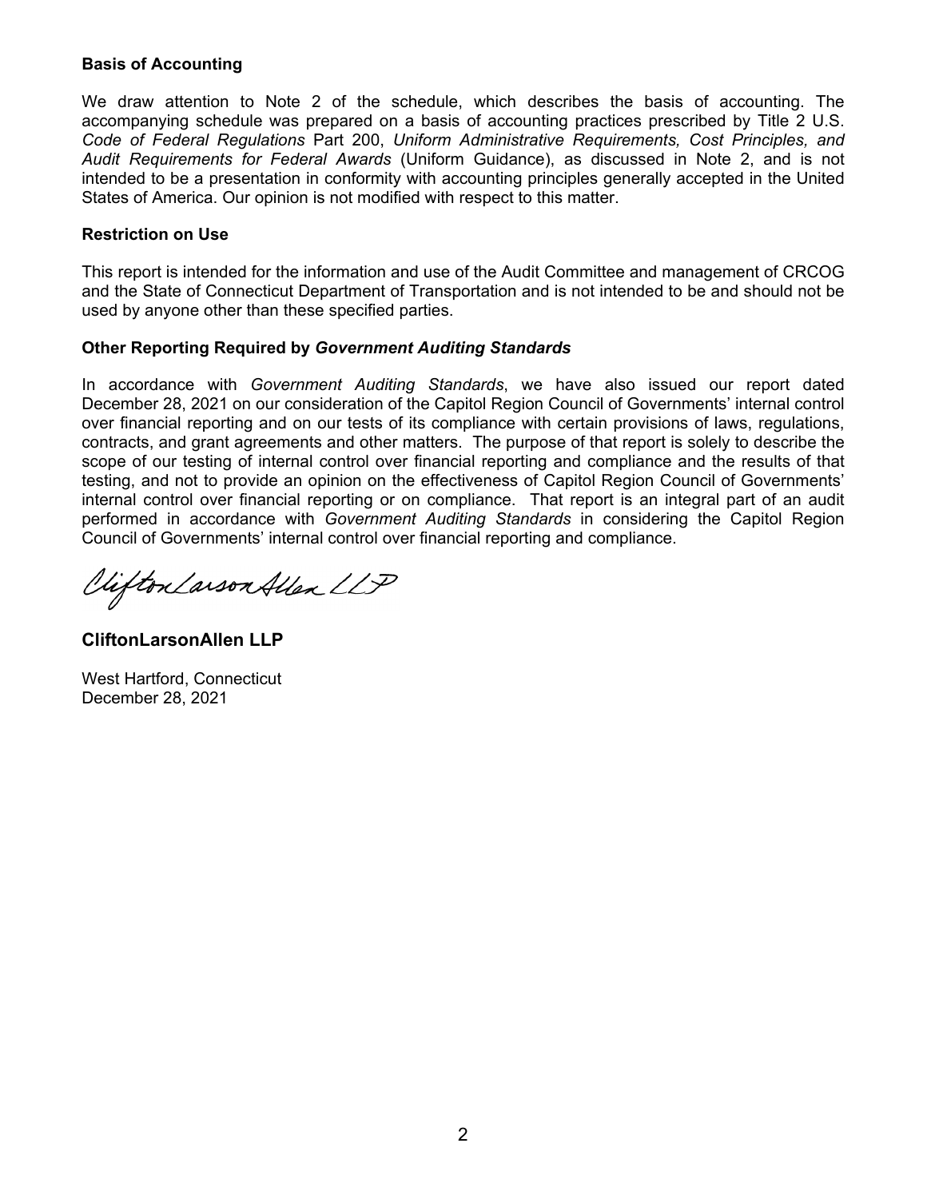**Basis of Accounting**

We draw attention to Note 2 of the schedule, which describes the basis of accounting. The accompanying schedule was prepared on a basis of accounting practices prescribed by Title 2 U.S. *Code of Federal Regulations* Part 200, *Uniform Administrative Requirements, Cost Principles, and Audit Requirements for Federal Awards* (Uniform Guidance), as discussed in Note 2, and is not intended to be a presentation in conformity with accounting principles generally accepted in the United States of America. Our opinion is not modified with respect to this matter.

**Restriction on Use**

This report is intended for the information and use of the Audit Committee and management of CRCOG and the State of Connecticut Department of Transportation and is not intended to be and should not be used by anyone other than these specified parties.

**Other Reporting Required by *Government Auditing Standards***

In accordance with *Government Auditing Standards*, we have also issued our report dated December 28, 2021 on our consideration of the Capitol Region Council of Governments' internal control over financial reporting and on our tests of its compliance with certain provisions of laws, regulations, contracts, and grant agreements and other matters. The purpose of that report is solely to describe the scope of our testing of internal control over financial reporting and compliance and the results of that testing, and not to provide an opinion on the effectiveness of Capitol Region Council of Governments' internal control over financial reporting or on compliance. That report is an integral part of an audit performed in accordance with *Government Auditing Standards* in considering the Capitol Region Council of Governments' internal control over financial reporting and compliance.

CliftonLarsonAllen LLP

**CliftonLarsonAllen LLP**

West Hartford, Connecticut
December 28, 2021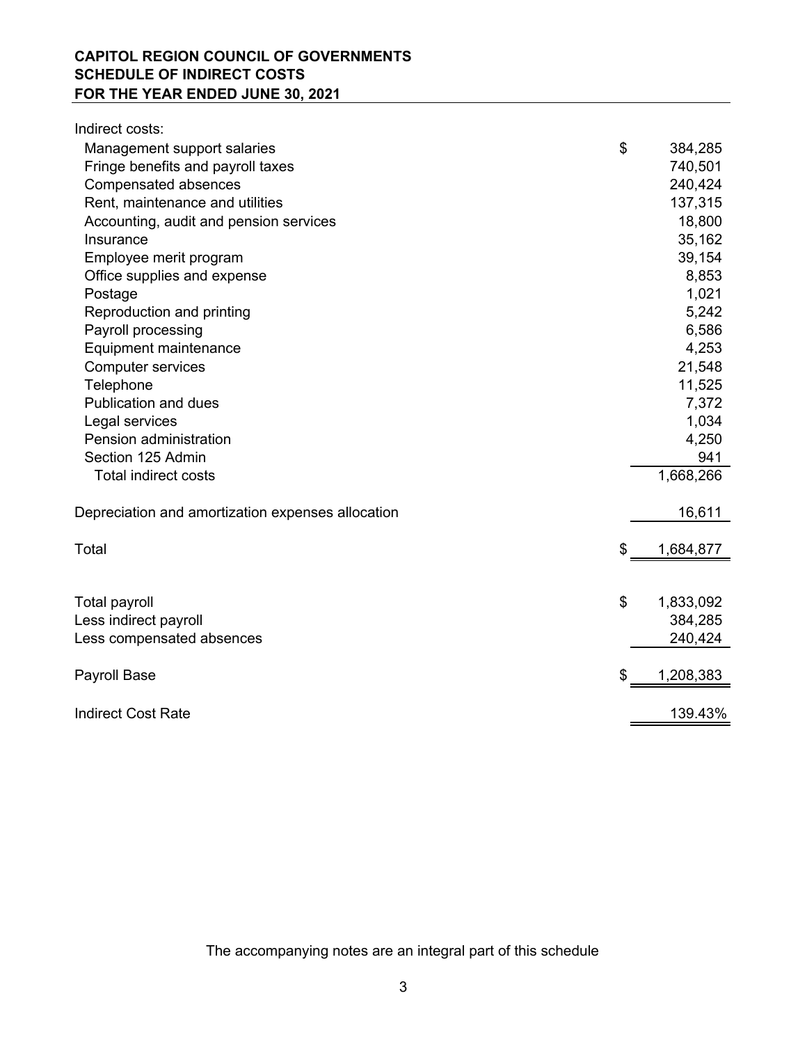**CAPITOL REGION COUNCIL OF GOVERNMENTS**
**SCHEDULE OF INDIRECT COSTS**
**FOR THE YEAR ENDED JUNE 30, 2021**

| | |
|---|---|
| Indirect costs: | |
| Management support salaries | $ 384,285 |
| Fringe benefits and payroll taxes | 740,501 |
| Compensated absences | 240,424 |
| Rent, maintenance and utilities | 137,315 |
| Accounting, audit and pension services | 18,800 |
| Insurance | 35,162 |
| Employee merit program | 39,154 |
| Office supplies and expense | 8,853 |
| Postage | 1,021 |
| Reproduction and printing | 5,242 |
| Payroll processing | 6,586 |
| Equipment maintenance | 4,253 |
| Computer services | 21,548 |
| Telephone | 11,525 |
| Publication and dues | 7,372 |
| Legal services | 1,034 |
| Pension administration | 4,250 |
| Section 125 Admin | 941 |
| Total indirect costs | 1,668,266 |
| | |
| Depreciation and amortization expenses allocation | 16,611 |
| | |
| Total | $ 1,684,877 |
| | |
| Total payroll | $ 1,833,092 |
| Less indirect payroll | 384,285 |
| Less compensated absences | 240,424 |
| | |
| Payroll Base | $ 1,208,383 |
| | |
| Indirect Cost Rate | 139.43% |

The accompanying notes are an integral part of this schedule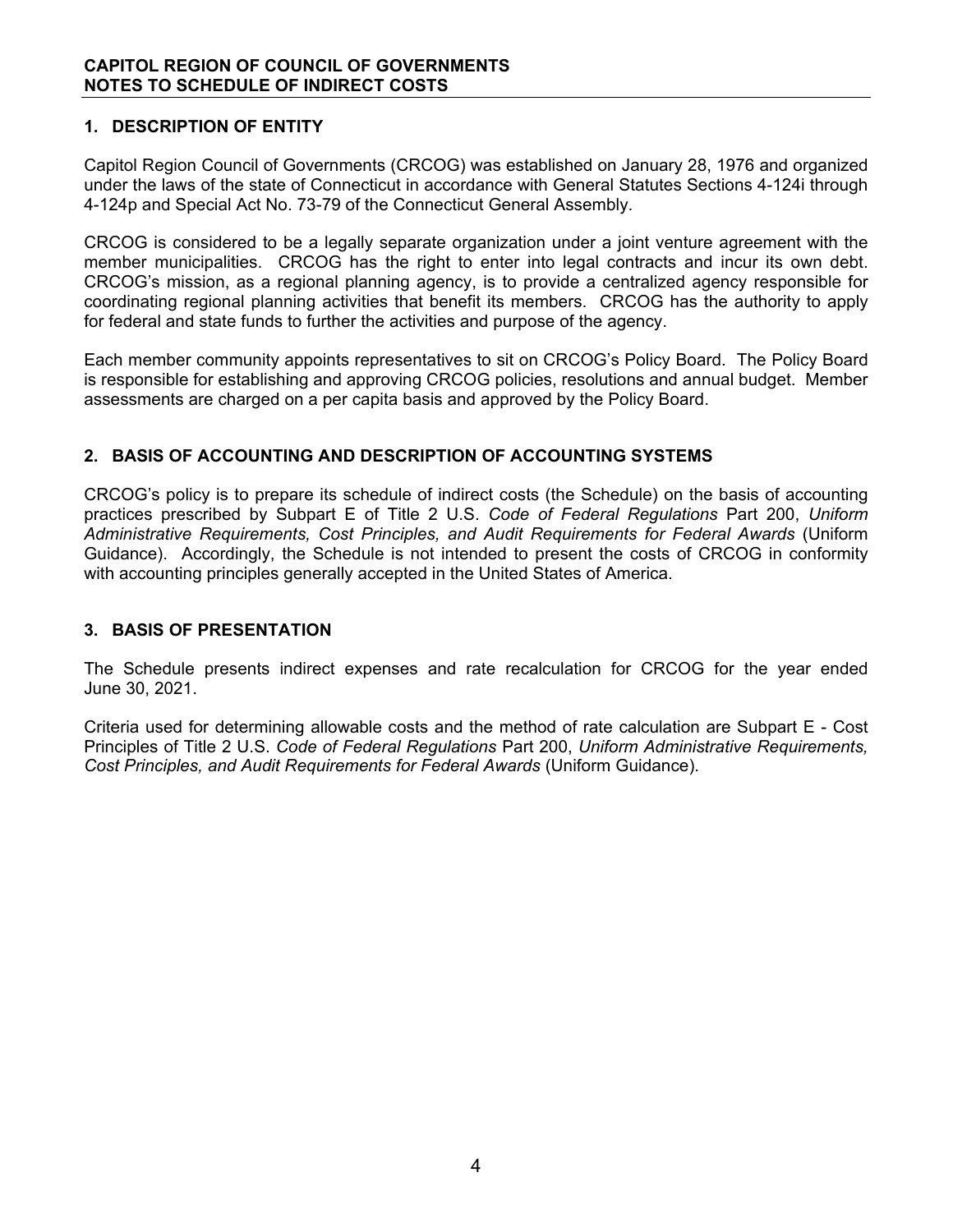**CAPITOL REGION OF COUNCIL OF GOVERNMENTS**
**NOTES TO SCHEDULE OF INDIRECT COSTS**

## 1. DESCRIPTION OF ENTITY

Capitol Region Council of Governments (CRCOG) was established on January 28, 1976 and organized under the laws of the state of Connecticut in accordance with General Statutes Sections 4-124i through 4-124p and Special Act No. 73-79 of the Connecticut General Assembly.

CRCOG is considered to be a legally separate organization under a joint venture agreement with the member municipalities. CRCOG has the right to enter into legal contracts and incur its own debt. CRCOG's mission, as a regional planning agency, is to provide a centralized agency responsible for coordinating regional planning activities that benefit its members. CRCOG has the authority to apply for federal and state funds to further the activities and purpose of the agency.

Each member community appoints representatives to sit on CRCOG's Policy Board. The Policy Board is responsible for establishing and approving CRCOG policies, resolutions and annual budget. Member assessments are charged on a per capita basis and approved by the Policy Board.

## 2. BASIS OF ACCOUNTING AND DESCRIPTION OF ACCOUNTING SYSTEMS

CRCOG's policy is to prepare its schedule of indirect costs (the Schedule) on the basis of accounting practices prescribed by Subpart E of Title 2 U.S. *Code of Federal Regulations* Part 200, *Uniform Administrative Requirements, Cost Principles, and Audit Requirements for Federal Awards* (Uniform Guidance). Accordingly, the Schedule is not intended to present the costs of CRCOG in conformity with accounting principles generally accepted in the United States of America.

## 3. BASIS OF PRESENTATION

The Schedule presents indirect expenses and rate recalculation for CRCOG for the year ended June 30, 2021.

Criteria used for determining allowable costs and the method of rate calculation are Subpart E - Cost Principles of Title 2 U.S. *Code of Federal Regulations* Part 200, *Uniform Administrative Requirements, Cost Principles, and Audit Requirements for Federal Awards* (Uniform Guidance).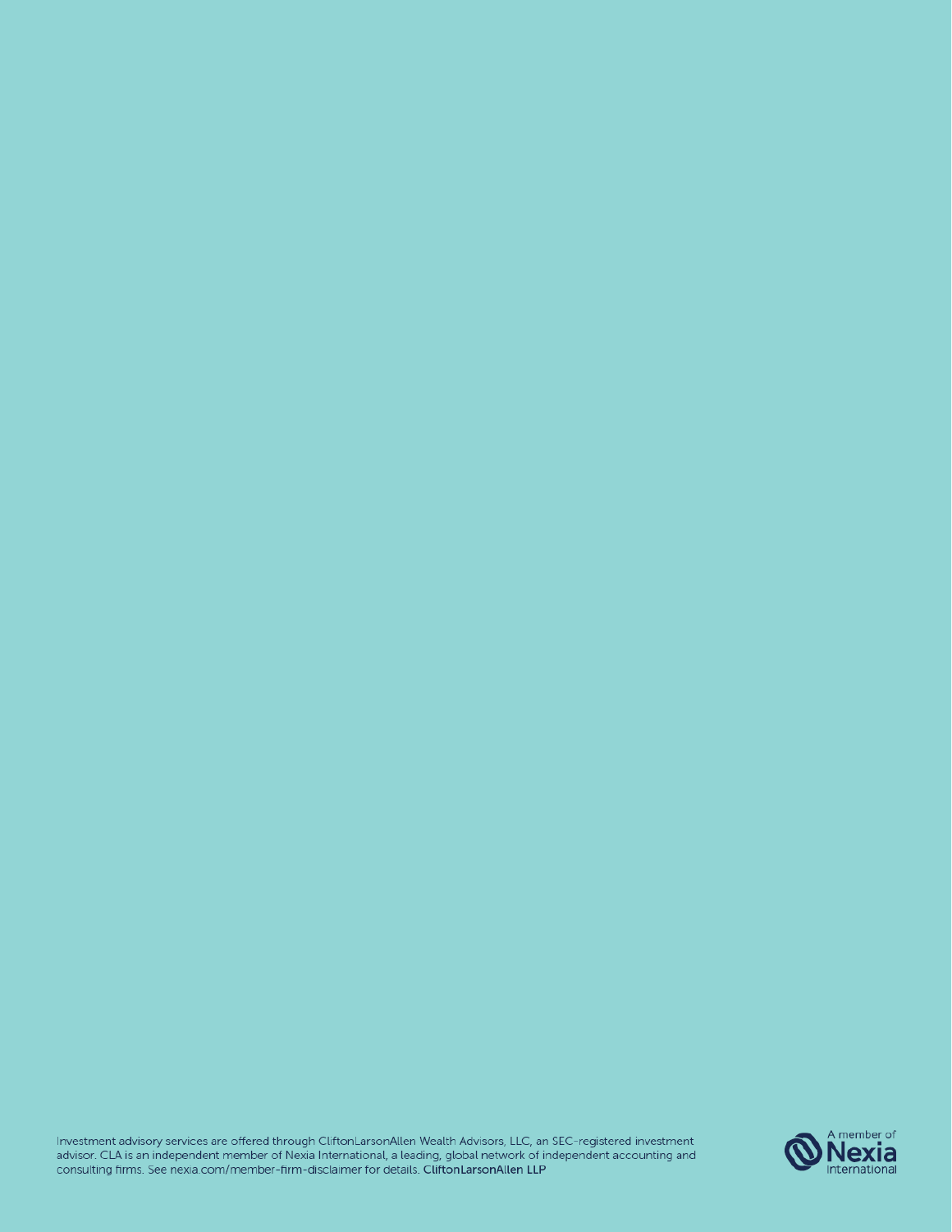Investment advisory services are offered through CliftonLarsonAllen Wealth Advisors, LLC, an SEC-registered investment advisor. CLA is an independent member of Nexia International, a leading, global network of independent accounting and consulting firms. See nexia.com/member-firm-disclaimer for details. **CliftonLarsonAllen LLP**

A member of Nexia International